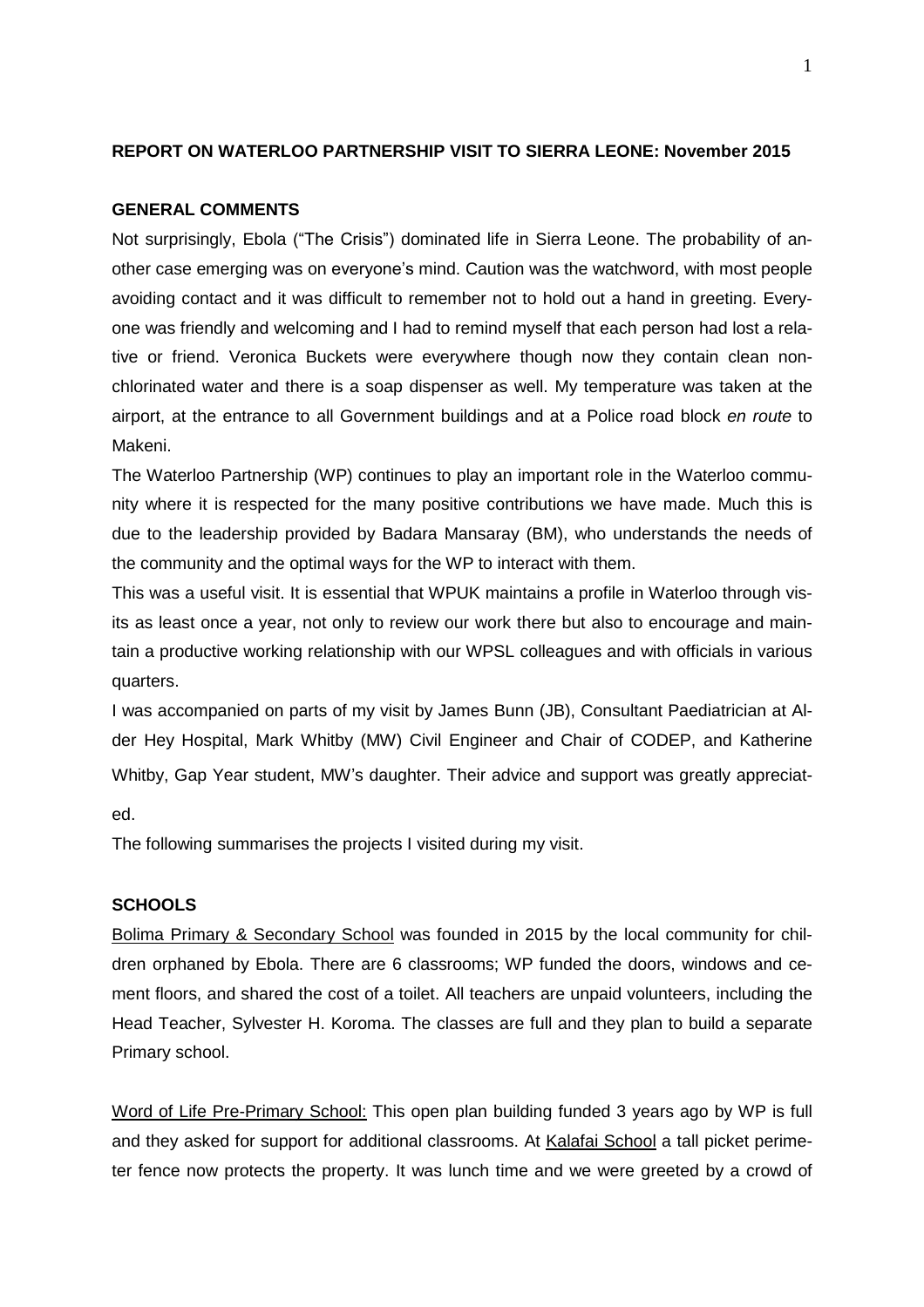**REPORT ON WATERLOO PARTNERSHIP VISIT TO SIERRA LEONE: November 2015**

**GENERAL COMMENTS**

Not surprisingly, Ebola ("The Crisis") dominated life in Sierra Leone. The probability of another case emerging was on everyone's mind. Caution was the watchword, with most people avoiding contact and it was difficult to remember not to hold out a hand in greeting. Everyone was friendly and welcoming and I had to remind myself that each person had lost a relative or friend. Veronica Buckets were everywhere though now they contain clean non-chlorinated water and there is a soap dispenser as well. My temperature was taken at the airport, at the entrance to all Government buildings and at a Police road block *en route* to Makeni.

The Waterloo Partnership (WP) continues to play an important role in the Waterloo community where it is respected for the many positive contributions we have made. Much this is due to the leadership provided by Badara Mansaray (BM), who understands the needs of the community and the optimal ways for the WP to interact with them.

This was a useful visit. It is essential that WPUK maintains a profile in Waterloo through visits as least once a year, not only to review our work there but also to encourage and maintain a productive working relationship with our WPSL colleagues and with officials in various quarters.

I was accompanied on parts of my visit by James Bunn (JB), Consultant Paediatrician at Alder Hey Hospital, Mark Whitby (MW) Civil Engineer and Chair of CODEP, and Katherine Whitby, Gap Year student, MW's daughter. Their advice and support was greatly appreciated.

The following summarises the projects I visited during my visit.

**SCHOOLS**

Bolima Primary & Secondary School was founded in 2015 by the local community for children orphaned by Ebola. There are 6 classrooms; WP funded the doors, windows and cement floors, and shared the cost of a toilet. All teachers are unpaid volunteers, including the Head Teacher, Sylvester H. Koroma. The classes are full and they plan to build a separate Primary school.

Word of Life Pre-Primary School: This open plan building funded 3 years ago by WP is full and they asked for support for additional classrooms. At Kalafai School a tall picket perimeter fence now protects the property. It was lunch time and we were greeted by a crowd of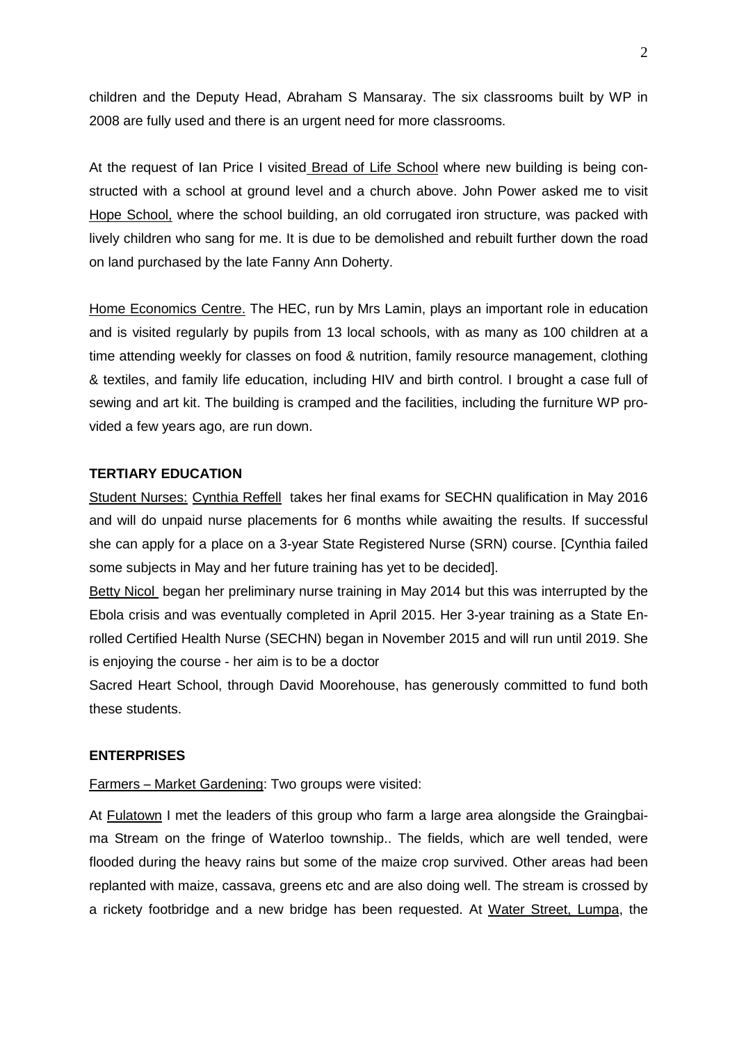children and the Deputy Head, Abraham S Mansaray. The six classrooms built by WP in 2008 are fully used and there is an urgent need for more classrooms.

At the request of Ian Price I visited Bread of Life School where new building is being constructed with a school at ground level and a church above. John Power asked me to visit Hope School, where the school building, an old corrugated iron structure, was packed with lively children who sang for me. It is due to be demolished and rebuilt further down the road on land purchased by the late Fanny Ann Doherty.

Home Economics Centre. The HEC, run by Mrs Lamin, plays an important role in education and is visited regularly by pupils from 13 local schools, with as many as 100 children at a time attending weekly for classes on food & nutrition, family resource management, clothing & textiles, and family life education, including HIV and birth control. I brought a case full of sewing and art kit. The building is cramped and the facilities, including the furniture WP provided a few years ago, are run down.

**TERTIARY EDUCATION**

Student Nurses: Cynthia Reffell takes her final exams for SECHN qualification in May 2016 and will do unpaid nurse placements for 6 months while awaiting the results. If successful she can apply for a place on a 3-year State Registered Nurse (SRN) course. [Cynthia failed some subjects in May and her future training has yet to be decided].

Betty Nicol began her preliminary nurse training in May 2014 but this was interrupted by the Ebola crisis and was eventually completed in April 2015. Her 3-year training as a State Enrolled Certified Health Nurse (SECHN) began in November 2015 and will run until 2019. She is enjoying the course - her aim is to be a doctor

Sacred Heart School, through David Moorehouse, has generously committed to fund both these students.

**ENTERPRISES**

Farmers – Market Gardening: Two groups were visited:

At Fulatown I met the leaders of this group who farm a large area alongside the Graingbaima Stream on the fringe of Waterloo township.. The fields, which are well tended, were flooded during the heavy rains but some of the maize crop survived. Other areas had been replanted with maize, cassava, greens etc and are also doing well. The stream is crossed by a rickety footbridge and a new bridge has been requested. At Water Street, Lumpa, the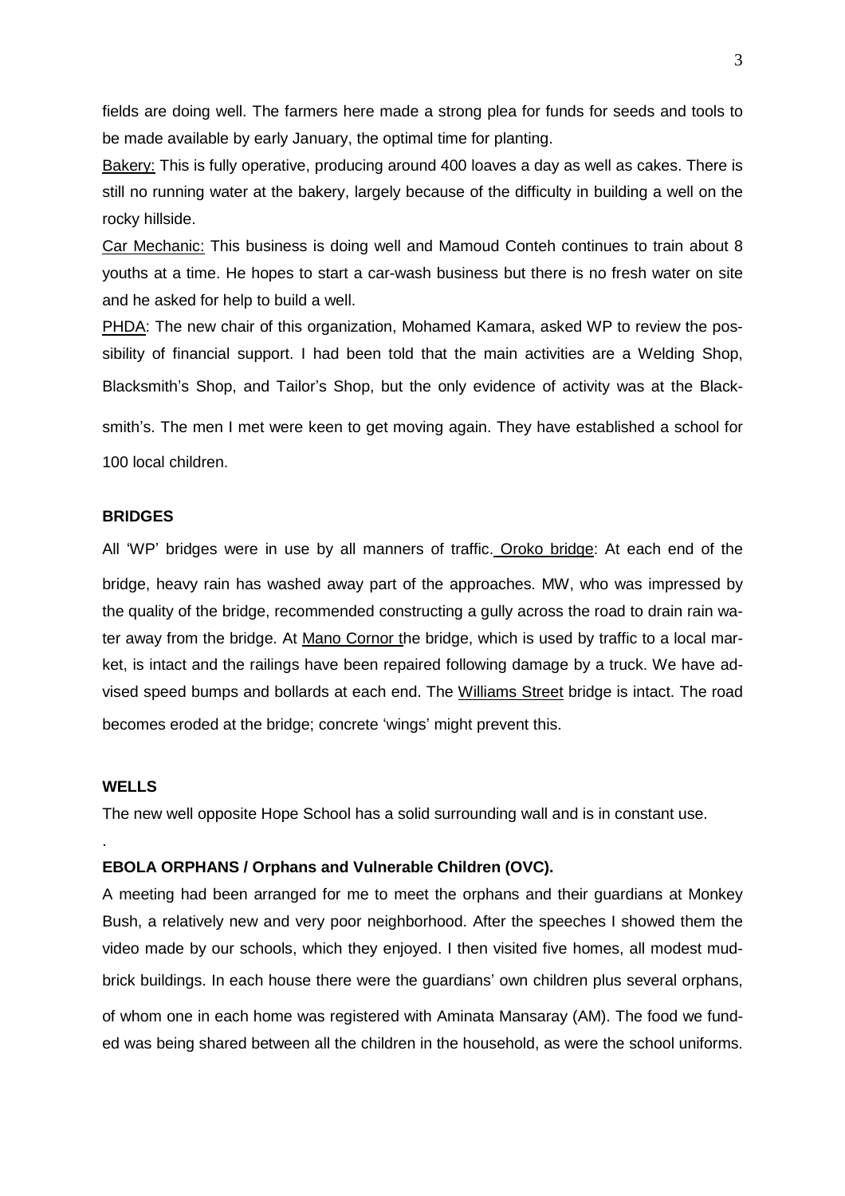fields are doing well. The farmers here made a strong plea for funds for seeds and tools to be made available by early January, the optimal time for planting.

Bakery: This is fully operative, producing around 400 loaves a day as well as cakes. There is still no running water at the bakery, largely because of the difficulty in building a well on the rocky hillside.

Car Mechanic: This business is doing well and Mamoud Conteh continues to train about 8 youths at a time. He hopes to start a car-wash business but there is no fresh water on site and he asked for help to build a well.

PHDA: The new chair of this organization, Mohamed Kamara, asked WP to review the possibility of financial support. I had been told that the main activities are a Welding Shop, Blacksmith's Shop, and Tailor's Shop, but the only evidence of activity was at the Blacksmith's. The men I met were keen to get moving again. They have established a school for 100 local children.

**BRIDGES**

All 'WP' bridges were in use by all manners of traffic. Oroko bridge: At each end of the bridge, heavy rain has washed away part of the approaches. MW, who was impressed by the quality of the bridge, recommended constructing a gully across the road to drain rain water away from the bridge. At Mano Cornor the bridge, which is used by traffic to a local market, is intact and the railings have been repaired following damage by a truck. We have advised speed bumps and bollards at each end. The Williams Street bridge is intact. The road becomes eroded at the bridge; concrete 'wings' might prevent this.

**WELLS**

The new well opposite Hope School has a solid surrounding wall and is in constant use.

**EBOLA ORPHANS / Orphans and Vulnerable Children (OVC).**

A meeting had been arranged for me to meet the orphans and their guardians at Monkey Bush, a relatively new and very poor neighborhood. After the speeches I showed them the video made by our schools, which they enjoyed. I then visited five homes, all modest mud-brick buildings. In each house there were the guardians' own children plus several orphans, of whom one in each home was registered with Aminata Mansaray (AM). The food we funded was being shared between all the children in the household, as were the school uniforms.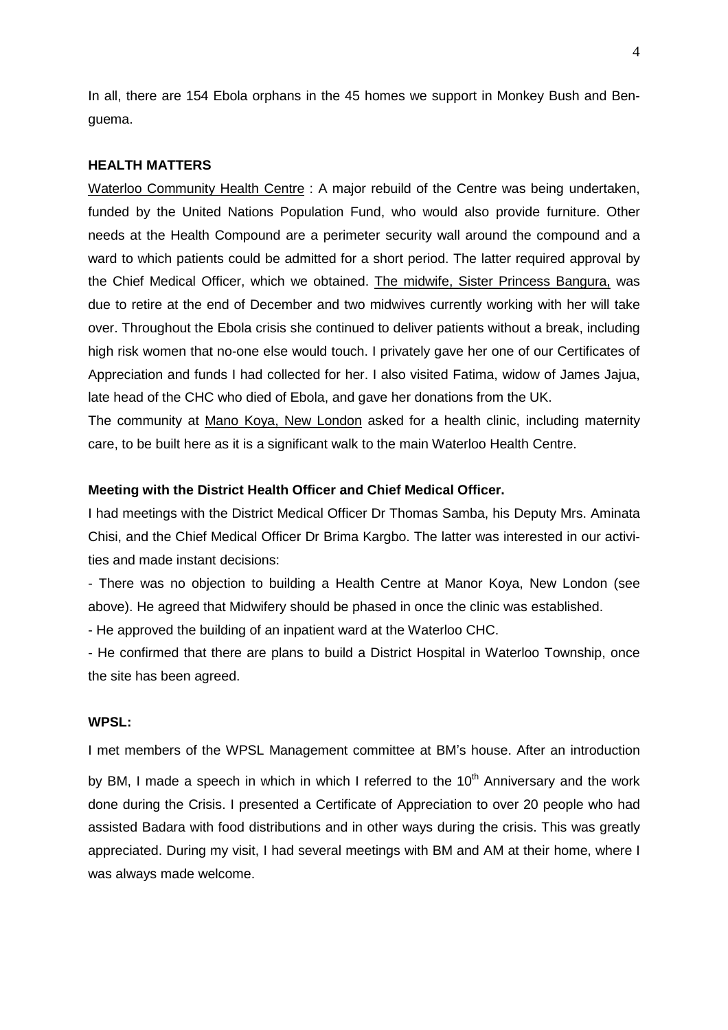In all, there are 154 Ebola orphans in the 45 homes we support in Monkey Bush and Benguema.

## HEALTH MATTERS

Waterloo Community Health Centre : A major rebuild of the Centre was being undertaken, funded by the United Nations Population Fund, who would also provide furniture. Other needs at the Health Compound are a perimeter security wall around the compound and a ward to which patients could be admitted for a short period. The latter required approval by the Chief Medical Officer, which we obtained. The midwife, Sister Princess Bangura, was due to retire at the end of December and two midwives currently working with her will take over. Throughout the Ebola crisis she continued to deliver patients without a break, including high risk women that no-one else would touch. I privately gave her one of our Certificates of Appreciation and funds I had collected for her. I also visited Fatima, widow of James Jajua, late head of the CHC who died of Ebola, and gave her donations from the UK.

The community at Mano Koya, New London asked for a health clinic, including maternity care, to be built here as it is a significant walk to the main Waterloo Health Centre.

## Meeting with the District Health Officer and Chief Medical Officer.

I had meetings with the District Medical Officer Dr Thomas Samba, his Deputy Mrs. Aminata Chisi, and the Chief Medical Officer Dr Brima Kargbo. The latter was interested in our activities and made instant decisions:

- There was no objection to building a Health Centre at Manor Koya, New London (see above). He agreed that Midwifery should be phased in once the clinic was established.
- He approved the building of an inpatient ward at the Waterloo CHC.
- He confirmed that there are plans to build a District Hospital in Waterloo Township, once the site has been agreed.

## WPSL:

I met members of the WPSL Management committee at BM's house. After an introduction by BM, I made a speech in which in which I referred to the 10th Anniversary and the work done during the Crisis. I presented a Certificate of Appreciation to over 20 people who had assisted Badara with food distributions and in other ways during the crisis. This was greatly appreciated. During my visit, I had several meetings with BM and AM at their home, where I was always made welcome.